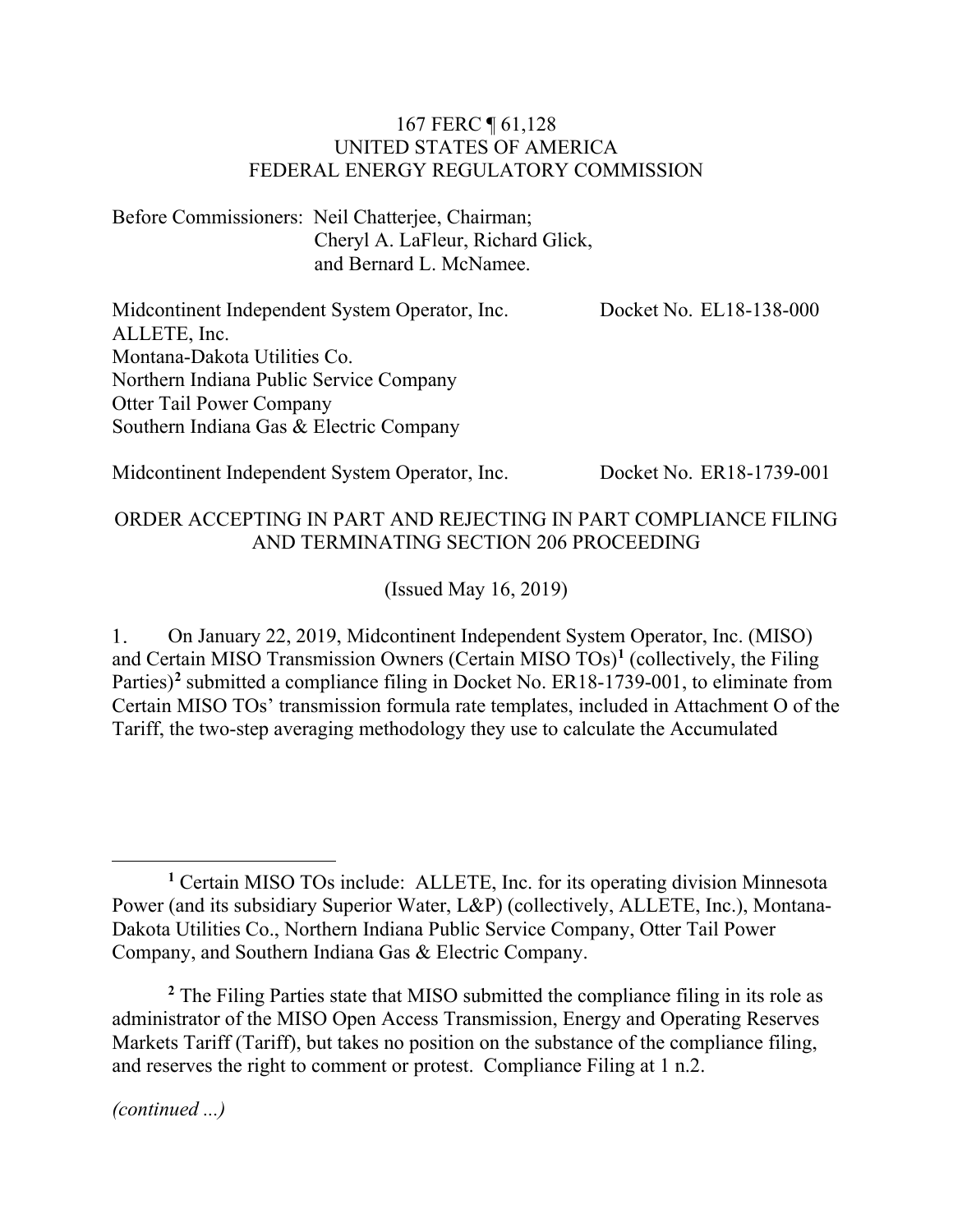167 FERC ¶ 61,128
UNITED STATES OF AMERICA
FEDERAL ENERGY REGULATORY COMMISSION

Before Commissioners: Neil Chatterjee, Chairman;
Cheryl A. LaFleur, Richard Glick,
and Bernard L. McNamee.

| | |
|---|---|
| Midcontinent Independent System Operator, Inc.<br>ALLETE, Inc.<br>Montana-Dakota Utilities Co.<br>Northern Indiana Public Service Company<br>Otter Tail Power Company<br>Southern Indiana Gas & Electric Company | Docket No. EL18-138-000 |
| Midcontinent Independent System Operator, Inc. | Docket No. ER18-1739-001 |

ORDER ACCEPTING IN PART AND REJECTING IN PART COMPLIANCE FILING AND TERMINATING SECTION 206 PROCEEDING

(Issued May 16, 2019)

1. On January 22, 2019, Midcontinent Independent System Operator, Inc. (MISO) and Certain MISO Transmission Owners (Certain MISO TOs)[1] (collectively, the Filing Parties)[2] submitted a compliance filing in Docket No. ER18-1739-001, to eliminate from Certain MISO TOs' transmission formula rate templates, included in Attachment O of the Tariff, the two-step averaging methodology they use to calculate the Accumulated

[1] Certain MISO TOs include: ALLETE, Inc. for its operating division Minnesota Power (and its subsidiary Superior Water, L&P) (collectively, ALLETE, Inc.), Montana-Dakota Utilities Co., Northern Indiana Public Service Company, Otter Tail Power Company, and Southern Indiana Gas & Electric Company.

[2] The Filing Parties state that MISO submitted the compliance filing in its role as administrator of the MISO Open Access Transmission, Energy and Operating Reserves Markets Tariff (Tariff), but takes no position on the substance of the compliance filing, and reserves the right to comment or protest. Compliance Filing at 1 n.2.

*(continued ...)*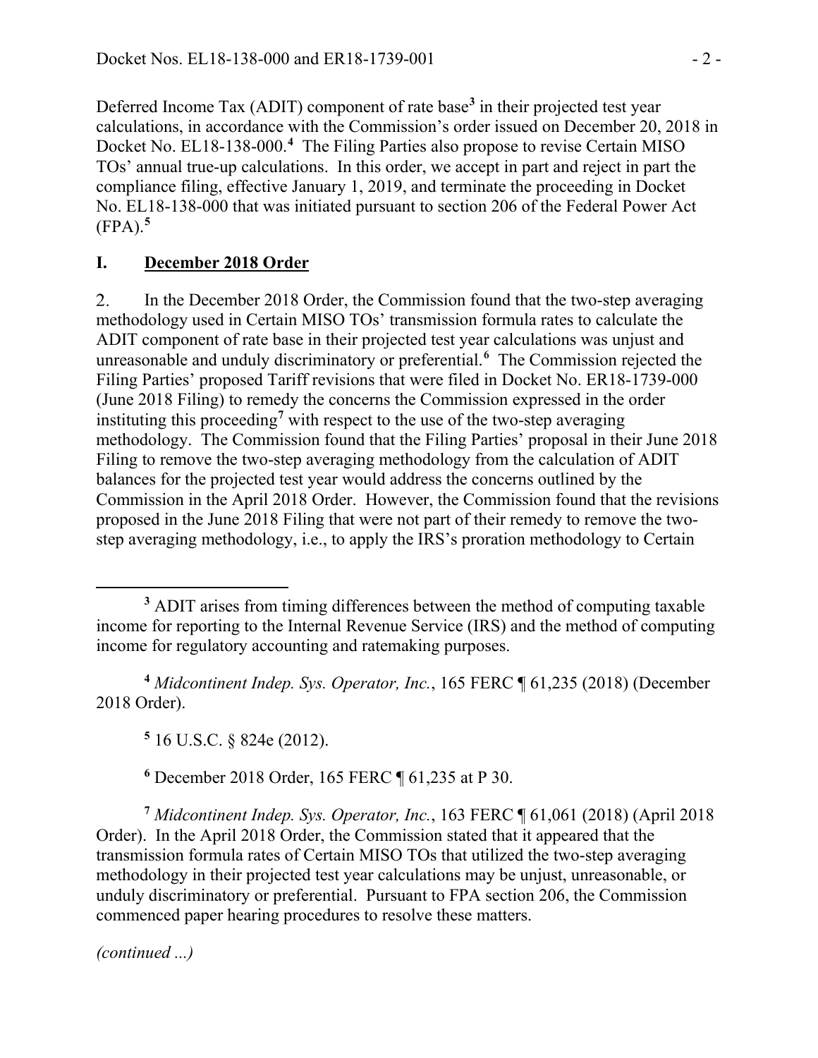Deferred Income Tax (ADIT) component of rate base[3] in their projected test year calculations, in accordance with the Commission's order issued on December 20, 2018 in Docket No. EL18-138-000.[4] The Filing Parties also propose to revise Certain MISO TOs' annual true-up calculations. In this order, we accept in part and reject in part the compliance filing, effective January 1, 2019, and terminate the proceeding in Docket No. EL18-138-000 that was initiated pursuant to section 206 of the Federal Power Act (FPA).[5]

## I. December 2018 Order

2. In the December 2018 Order, the Commission found that the two-step averaging methodology used in Certain MISO TOs' transmission formula rates to calculate the ADIT component of rate base in their projected test year calculations was unjust and unreasonable and unduly discriminatory or preferential.[6] The Commission rejected the Filing Parties' proposed Tariff revisions that were filed in Docket No. ER18-1739-000 (June 2018 Filing) to remedy the concerns the Commission expressed in the order instituting this proceeding[7] with respect to the use of the two-step averaging methodology. The Commission found that the Filing Parties' proposal in their June 2018 Filing to remove the two-step averaging methodology from the calculation of ADIT balances for the projected test year would address the concerns outlined by the Commission in the April 2018 Order. However, the Commission found that the revisions proposed in the June 2018 Filing that were not part of their remedy to remove the two-step averaging methodology, i.e., to apply the IRS's proration methodology to Certain

[3] ADIT arises from timing differences between the method of computing taxable income for reporting to the Internal Revenue Service (IRS) and the method of computing income for regulatory accounting and ratemaking purposes.

[4] *Midcontinent Indep. Sys. Operator, Inc.*, 165 FERC ¶ 61,235 (2018) (December 2018 Order).

[5] 16 U.S.C. § 824e (2012).

[6] December 2018 Order, 165 FERC ¶ 61,235 at P 30.

[7] *Midcontinent Indep. Sys. Operator, Inc.*, 163 FERC ¶ 61,061 (2018) (April 2018 Order). In the April 2018 Order, the Commission stated that it appeared that the transmission formula rates of Certain MISO TOs that utilized the two-step averaging methodology in their projected test year calculations may be unjust, unreasonable, or unduly discriminatory or preferential. Pursuant to FPA section 206, the Commission commenced paper hearing procedures to resolve these matters.

*(continued ...)*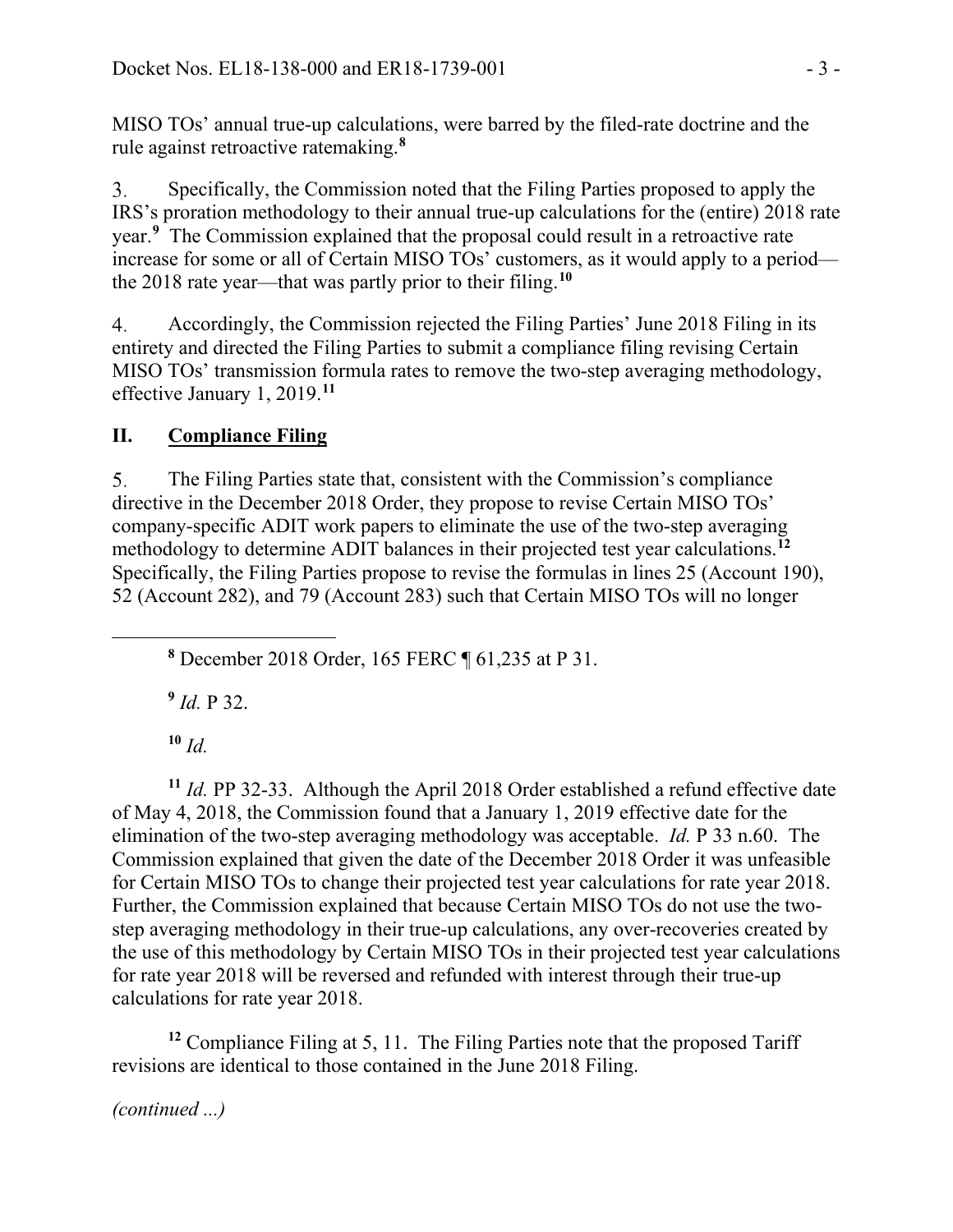MISO TOs' annual true-up calculations, were barred by the filed-rate doctrine and the rule against retroactive ratemaking.[8]

3. Specifically, the Commission noted that the Filing Parties proposed to apply the IRS's proration methodology to their annual true-up calculations for the (entire) 2018 rate year.[9] The Commission explained that the proposal could result in a retroactive rate increase for some or all of Certain MISO TOs' customers, as it would apply to a period—the 2018 rate year—that was partly prior to their filing.[10]

4. Accordingly, the Commission rejected the Filing Parties' June 2018 Filing in its entirety and directed the Filing Parties to submit a compliance filing revising Certain MISO TOs' transmission formula rates to remove the two-step averaging methodology, effective January 1, 2019.[11]

## II. Compliance Filing

5. The Filing Parties state that, consistent with the Commission's compliance directive in the December 2018 Order, they propose to revise Certain MISO TOs' company-specific ADIT work papers to eliminate the use of the two-step averaging methodology to determine ADIT balances in their projected test year calculations.[12] Specifically, the Filing Parties propose to revise the formulas in lines 25 (Account 190), 52 (Account 282), and 79 (Account 283) such that Certain MISO TOs will no longer

---

[8] December 2018 Order, 165 FERC ¶ 61,235 at P 31.

[9] *Id.* P 32.

[10] *Id.*

[11] *Id.* PP 32-33. Although the April 2018 Order established a refund effective date of May 4, 2018, the Commission found that a January 1, 2019 effective date for the elimination of the two-step averaging methodology was acceptable. *Id.* P 33 n.60. The Commission explained that given the date of the December 2018 Order it was unfeasible for Certain MISO TOs to change their projected test year calculations for rate year 2018. Further, the Commission explained that because Certain MISO TOs do not use the two-step averaging methodology in their true-up calculations, any over-recoveries created by the use of this methodology by Certain MISO TOs in their projected test year calculations for rate year 2018 will be reversed and refunded with interest through their true-up calculations for rate year 2018.

[12] Compliance Filing at 5, 11. The Filing Parties note that the proposed Tariff revisions are identical to those contained in the June 2018 Filing.

*(continued ...)*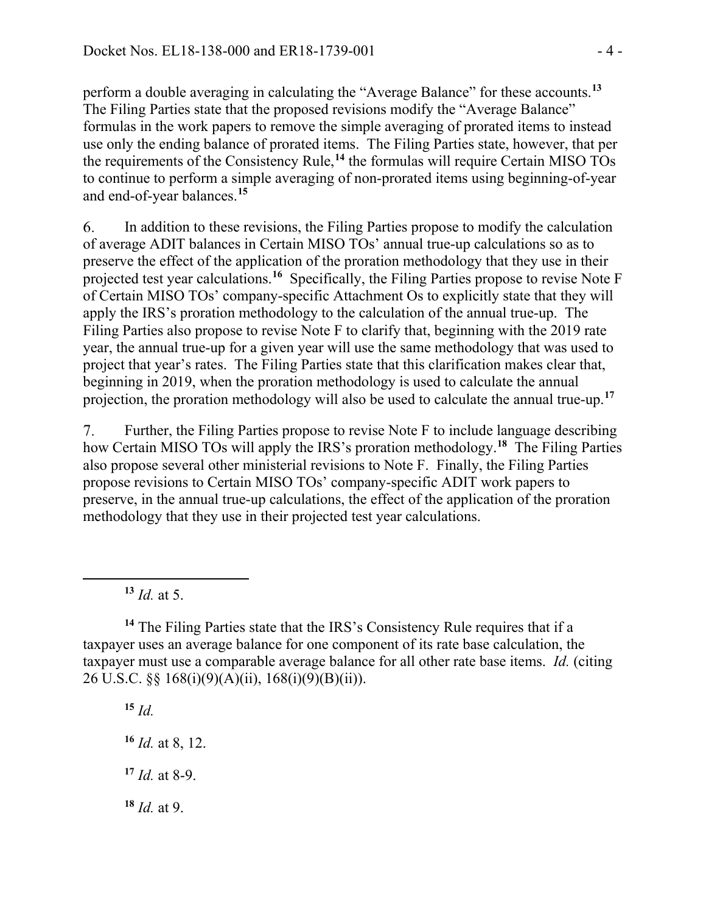perform a double averaging in calculating the "Average Balance" for these accounts.[13] The Filing Parties state that the proposed revisions modify the "Average Balance" formulas in the work papers to remove the simple averaging of prorated items to instead use only the ending balance of prorated items. The Filing Parties state, however, that per the requirements of the Consistency Rule,[14] the formulas will require Certain MISO TOs to continue to perform a simple averaging of non-prorated items using beginning-of-year and end-of-year balances.[15]

6. In addition to these revisions, the Filing Parties propose to modify the calculation of average ADIT balances in Certain MISO TOs' annual true-up calculations so as to preserve the effect of the application of the proration methodology that they use in their projected test year calculations.[16] Specifically, the Filing Parties propose to revise Note F of Certain MISO TOs' company-specific Attachment Os to explicitly state that they will apply the IRS's proration methodology to the calculation of the annual true-up. The Filing Parties also propose to revise Note F to clarify that, beginning with the 2019 rate year, the annual true-up for a given year will use the same methodology that was used to project that year's rates. The Filing Parties state that this clarification makes clear that, beginning in 2019, when the proration methodology is used to calculate the annual projection, the proration methodology will also be used to calculate the annual true-up.[17]

7. Further, the Filing Parties propose to revise Note F to include language describing how Certain MISO TOs will apply the IRS's proration methodology.[18] The Filing Parties also propose several other ministerial revisions to Note F. Finally, the Filing Parties propose revisions to Certain MISO TOs' company-specific ADIT work papers to preserve, in the annual true-up calculations, the effect of the application of the proration methodology that they use in their projected test year calculations.

---

[13] *Id.* at 5.

[14] The Filing Parties state that the IRS's Consistency Rule requires that if a taxpayer uses an average balance for one component of its rate base calculation, the taxpayer must use a comparable average balance for all other rate base items. *Id.* (citing 26 U.S.C. §§ 168(i)(9)(A)(ii), 168(i)(9)(B)(ii)).

[15] *Id.*

[16] *Id.* at 8, 12.

[17] *Id.* at 8-9.

[18] *Id.* at 9.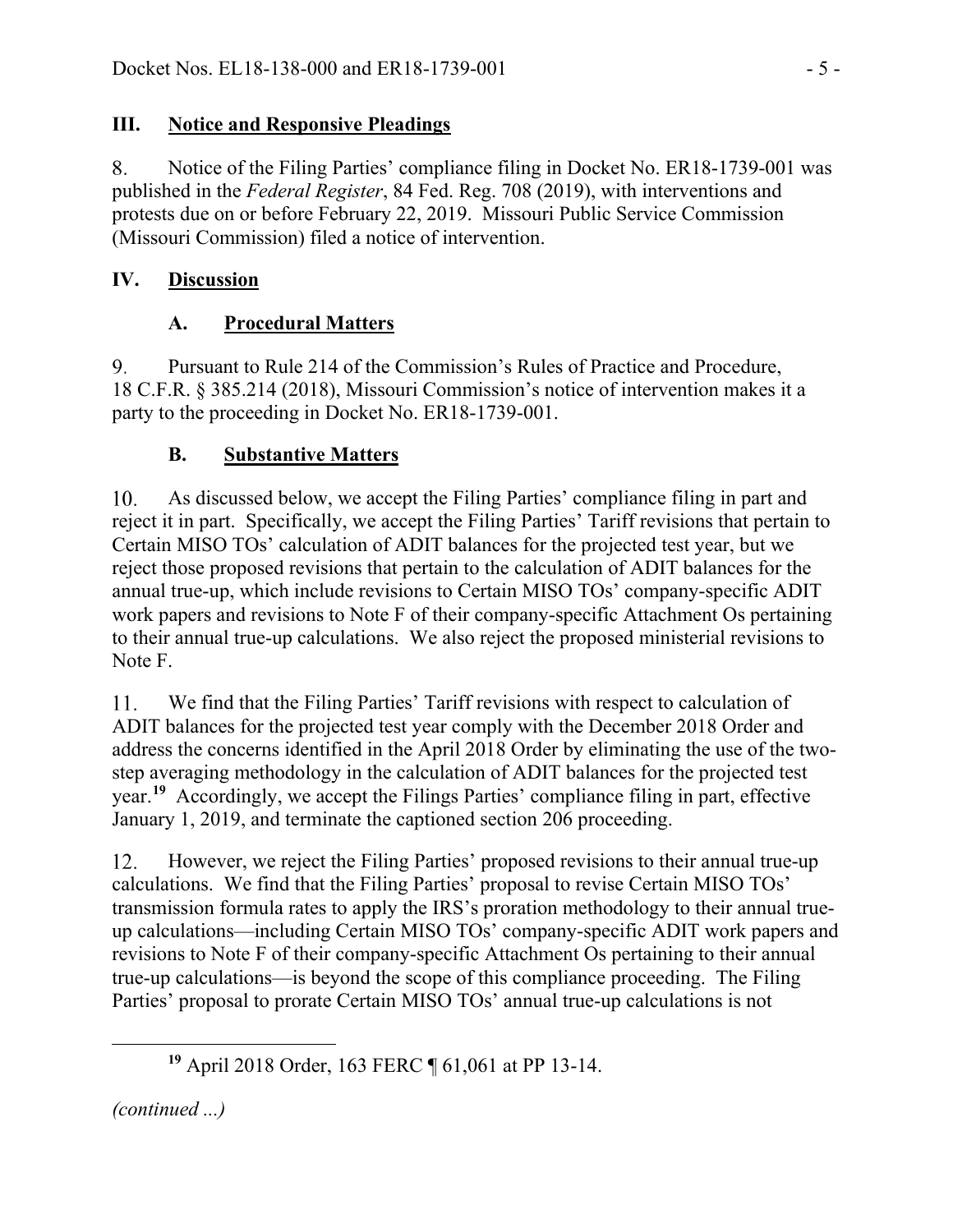## III. Notice and Responsive Pleadings

8. Notice of the Filing Parties' compliance filing in Docket No. ER18-1739-001 was published in the *Federal Register*, 84 Fed. Reg. 708 (2019), with interventions and protests due on or before February 22, 2019. Missouri Public Service Commission (Missouri Commission) filed a notice of intervention.

## IV. Discussion

### A. Procedural Matters

9. Pursuant to Rule 214 of the Commission's Rules of Practice and Procedure, 18 C.F.R. § 385.214 (2018), Missouri Commission's notice of intervention makes it a party to the proceeding in Docket No. ER18-1739-001.

### B. Substantive Matters

10. As discussed below, we accept the Filing Parties' compliance filing in part and reject it in part. Specifically, we accept the Filing Parties' Tariff revisions that pertain to Certain MISO TOs' calculation of ADIT balances for the projected test year, but we reject those proposed revisions that pertain to the calculation of ADIT balances for the annual true-up, which include revisions to Certain MISO TOs' company-specific ADIT work papers and revisions to Note F of their company-specific Attachment Os pertaining to their annual true-up calculations. We also reject the proposed ministerial revisions to Note F.

11. We find that the Filing Parties' Tariff revisions with respect to calculation of ADIT balances for the projected test year comply with the December 2018 Order and address the concerns identified in the April 2018 Order by eliminating the use of the two-step averaging methodology in the calculation of ADIT balances for the projected test year.[19] Accordingly, we accept the Filings Parties' compliance filing in part, effective January 1, 2019, and terminate the captioned section 206 proceeding.

12. However, we reject the Filing Parties' proposed revisions to their annual true-up calculations. We find that the Filing Parties' proposal to revise Certain MISO TOs' transmission formula rates to apply the IRS's proration methodology to their annual true-up calculations—including Certain MISO TOs' company-specific ADIT work papers and revisions to Note F of their company-specific Attachment Os pertaining to their annual true-up calculations—is beyond the scope of this compliance proceeding. The Filing Parties' proposal to prorate Certain MISO TOs' annual true-up calculations is not

[19] April 2018 Order, 163 FERC ¶ 61,061 at PP 13-14.

*(continued ...)*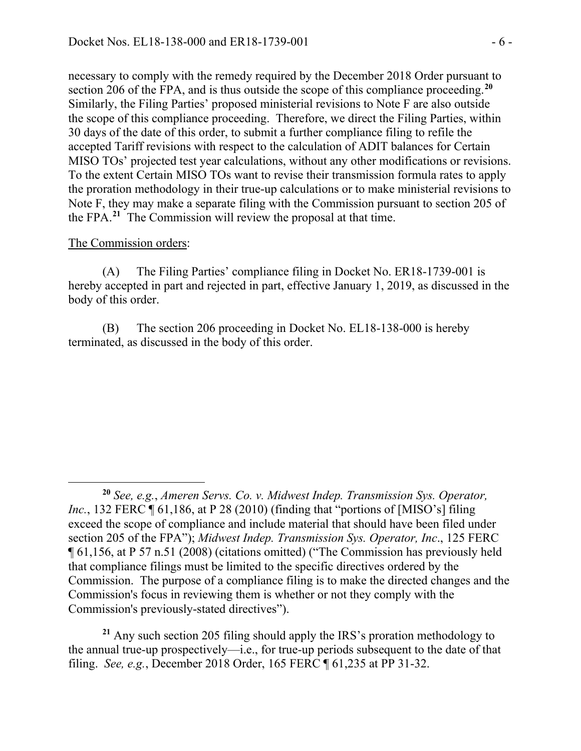necessary to comply with the remedy required by the December 2018 Order pursuant to section 206 of the FPA, and is thus outside the scope of this compliance proceeding.[20] Similarly, the Filing Parties' proposed ministerial revisions to Note F are also outside the scope of this compliance proceeding. Therefore, we direct the Filing Parties, within 30 days of the date of this order, to submit a further compliance filing to refile the accepted Tariff revisions with respect to the calculation of ADIT balances for Certain MISO TOs' projected test year calculations, without any other modifications or revisions. To the extent Certain MISO TOs want to revise their transmission formula rates to apply the proration methodology in their true-up calculations or to make ministerial revisions to Note F, they may make a separate filing with the Commission pursuant to section 205 of the FPA.[21] The Commission will review the proposal at that time.

The Commission orders:

(A) The Filing Parties' compliance filing in Docket No. ER18-1739-001 is hereby accepted in part and rejected in part, effective January 1, 2019, as discussed in the body of this order.

(B) The section 206 proceeding in Docket No. EL18-138-000 is hereby terminated, as discussed in the body of this order.

---

[20] *See, e.g.*, *Ameren Servs. Co. v. Midwest Indep. Transmission Sys. Operator, Inc.*, 132 FERC ¶ 61,186, at P 28 (2010) (finding that "portions of [MISO's] filing exceed the scope of compliance and include material that should have been filed under section 205 of the FPA"); *Midwest Indep. Transmission Sys. Operator, Inc*., 125 FERC ¶ 61,156, at P 57 n.51 (2008) (citations omitted) ("The Commission has previously held that compliance filings must be limited to the specific directives ordered by the Commission. The purpose of a compliance filing is to make the directed changes and the Commission's focus in reviewing them is whether or not they comply with the Commission's previously-stated directives").

[21] Any such section 205 filing should apply the IRS's proration methodology to the annual true-up prospectively—i.e., for true-up periods subsequent to the date of that filing. *See, e.g.*, December 2018 Order, 165 FERC ¶ 61,235 at PP 31-32.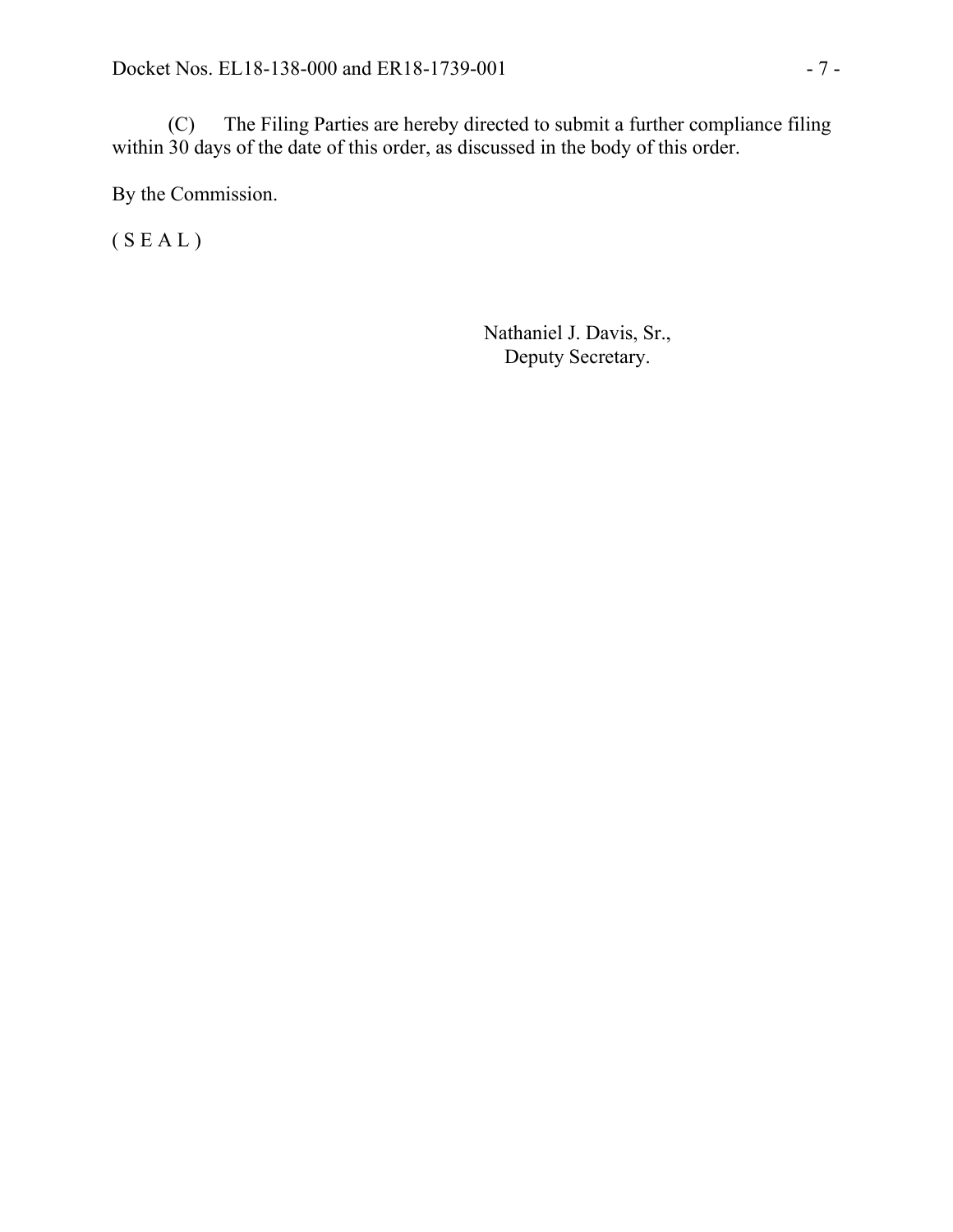(C) The Filing Parties are hereby directed to submit a further compliance filing within 30 days of the date of this order, as discussed in the body of this order.

By the Commission.

( S E A L )

Nathaniel J. Davis, Sr.,
Deputy Secretary.